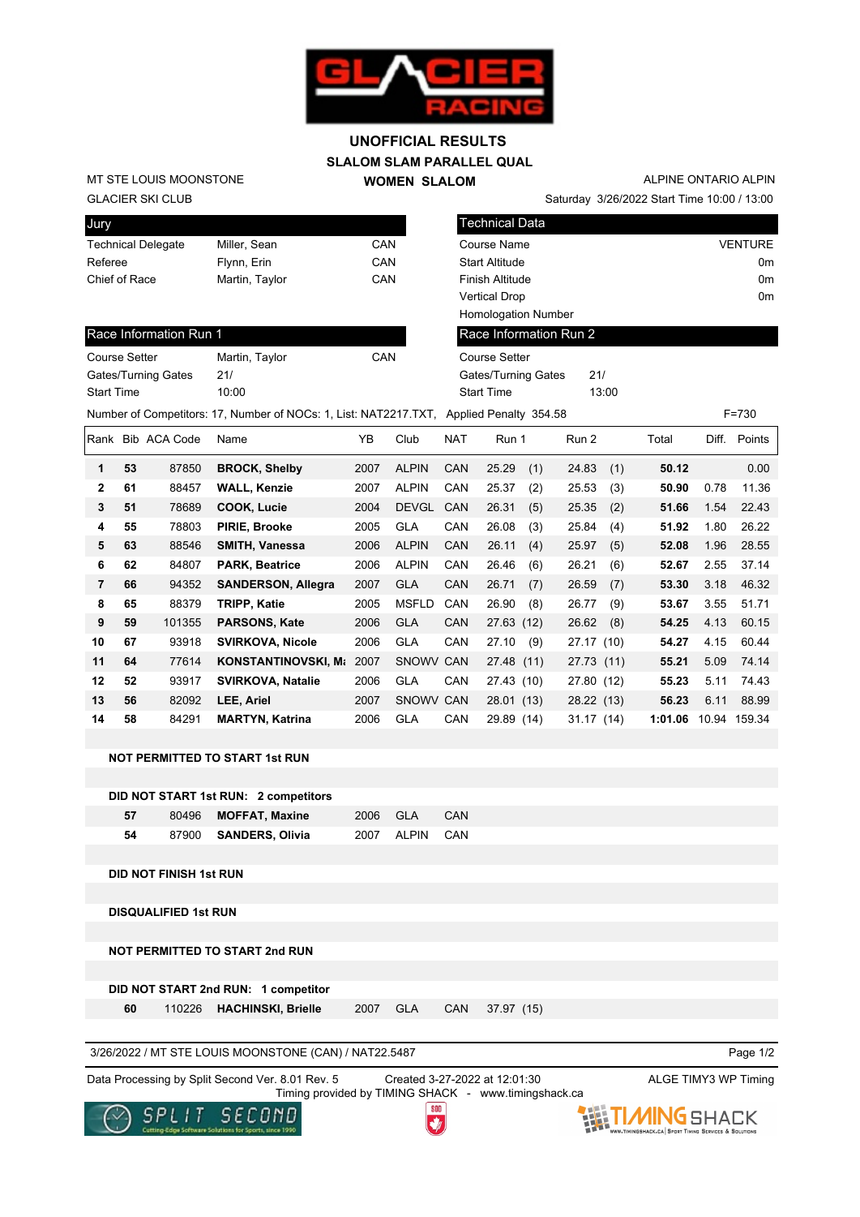# UNOFFICIAL RESULTS

## SLALOM SLAM PARALLEL QUAL

### WOMEN SLALOM

MT STE LOUIS MOONSTONE
GLACIER SKI CLUB

ALPINE ONTARIO ALPIN
Saturday 3/26/2022 Start Time 10:00 / 13:00

| Jury | | |
|---|---|---|
| Technical Delegate | Miller, Sean | CAN |
| Referee | Flynn, Erin | CAN |
| Chief of Race | Martin, Taylor | CAN |

| Technical Data | |
|---|---|
| Course Name | VENTURE |
| Start Altitude | 0m |
| Finish Altitude | 0m |
| Vertical Drop | 0m |
| Homologation Number | |

| Race Information Run 1 | | |
|---|---|---|
| Course Setter | Martin, Taylor | CAN |
| Gates/Turning Gates | 21/ | |
| Start Time | 10:00 | |

| Race Information Run 2 | |
|---|---|
| Course Setter | |
| Gates/Turning Gates | 21/ |
| Start Time | 13:00 |

Number of Competitors: 17, Number of NOCs: 1, List: NAT2217.TXT, Applied Penalty 354.58 F=730

| Rank | Bib | ACA Code | Name | YB | Club | NAT | Run 1 | | Run 2 | | Total | Diff. | Points |
|---|---|---|---|---|---|---|---|---|---|---|---|---|---|
| 1 | 53 | 87850 | BROCK, Shelby | 2007 | ALPIN | CAN | 25.29 | (1) | 24.83 | (1) | 50.12 | | 0.00 |
| 2 | 61 | 88457 | WALL, Kenzie | 2007 | ALPIN | CAN | 25.37 | (2) | 25.53 | (3) | 50.90 | 0.78 | 11.36 |
| 3 | 51 | 78689 | COOK, Lucie | 2004 | DEVGL | CAN | 26.31 | (5) | 25.35 | (2) | 51.66 | 1.54 | 22.43 |
| 4 | 55 | 78803 | PIRIE, Brooke | 2005 | GLA | CAN | 26.08 | (3) | 25.84 | (4) | 51.92 | 1.80 | 26.22 |
| 5 | 63 | 88546 | SMITH, Vanessa | 2006 | ALPIN | CAN | 26.11 | (4) | 25.97 | (5) | 52.08 | 1.96 | 28.55 |
| 6 | 62 | 84807 | PARK, Beatrice | 2006 | ALPIN | CAN | 26.46 | (6) | 26.21 | (6) | 52.67 | 2.55 | 37.14 |
| 7 | 66 | 94352 | SANDERSON, Allegra | 2007 | GLA | CAN | 26.71 | (7) | 26.59 | (7) | 53.30 | 3.18 | 46.32 |
| 8 | 65 | 88379 | TRIPP, Katie | 2005 | MSFLD | CAN | 26.90 | (8) | 26.77 | (9) | 53.67 | 3.55 | 51.71 |
| 9 | 59 | 101355 | PARSONS, Kate | 2006 | GLA | CAN | 27.63 | (12) | 26.62 | (8) | 54.25 | 4.13 | 60.15 |
| 10 | 67 | 93918 | SVIRKOVA, Nicole | 2006 | GLA | CAN | 27.10 | (9) | 27.17 | (10) | 54.27 | 4.15 | 60.44 |
| 11 | 64 | 77614 | KONSTANTINOVSKI, M | 2007 | SNOWV | CAN | 27.48 | (11) | 27.73 | (11) | 55.21 | 5.09 | 74.14 |
| 12 | 52 | 93917 | SVIRKOVA, Natalie | 2006 | GLA | CAN | 27.43 | (10) | 27.80 | (12) | 55.23 | 5.11 | 74.43 |
| 13 | 56 | 82092 | LEE, Ariel | 2007 | SNOWV | CAN | 28.01 | (13) | 28.22 | (13) | 56.23 | 6.11 | 88.99 |
| 14 | 58 | 84291 | MARTYN, Katrina | 2006 | GLA | CAN | 29.89 | (14) | 31.17 | (14) | 1:01.06 | 10.94 | 159.34 |

**NOT PERMITTED TO START 1st RUN**

**DID NOT START 1st RUN: 2 competitors**

| Bib | ACA Code | Name | YB | Club | NAT |
|---|---|---|---|---|---|
| 57 | 80496 | MOFFAT, Maxine | 2006 | GLA | CAN |
| 54 | 87900 | SANDERS, Olivia | 2007 | ALPIN | CAN |

**DID NOT FINISH 1st RUN**

**DISQUALIFIED 1st RUN**

**NOT PERMITTED TO START 2nd RUN**

**DID NOT START 2nd RUN: 1 competitor**

| Bib | ACA Code | Name | YB | Club | NAT | Run 1 | |
|---|---|---|---|---|---|---|---|
| 60 | 110226 | HACHINSKI, Brielle | 2007 | GLA | CAN | 37.97 | (15) |

3/26/2022 / MT STE LOUIS MOONSTONE (CAN) / NAT22.5487

Data Processing by Split Second Ver. 8.01 Rev. 5 Created 3-27-2022 at 12:01:30 ALGE TIMY3 WP Timing
Timing provided by TIMING SHACK - www.timingshack.ca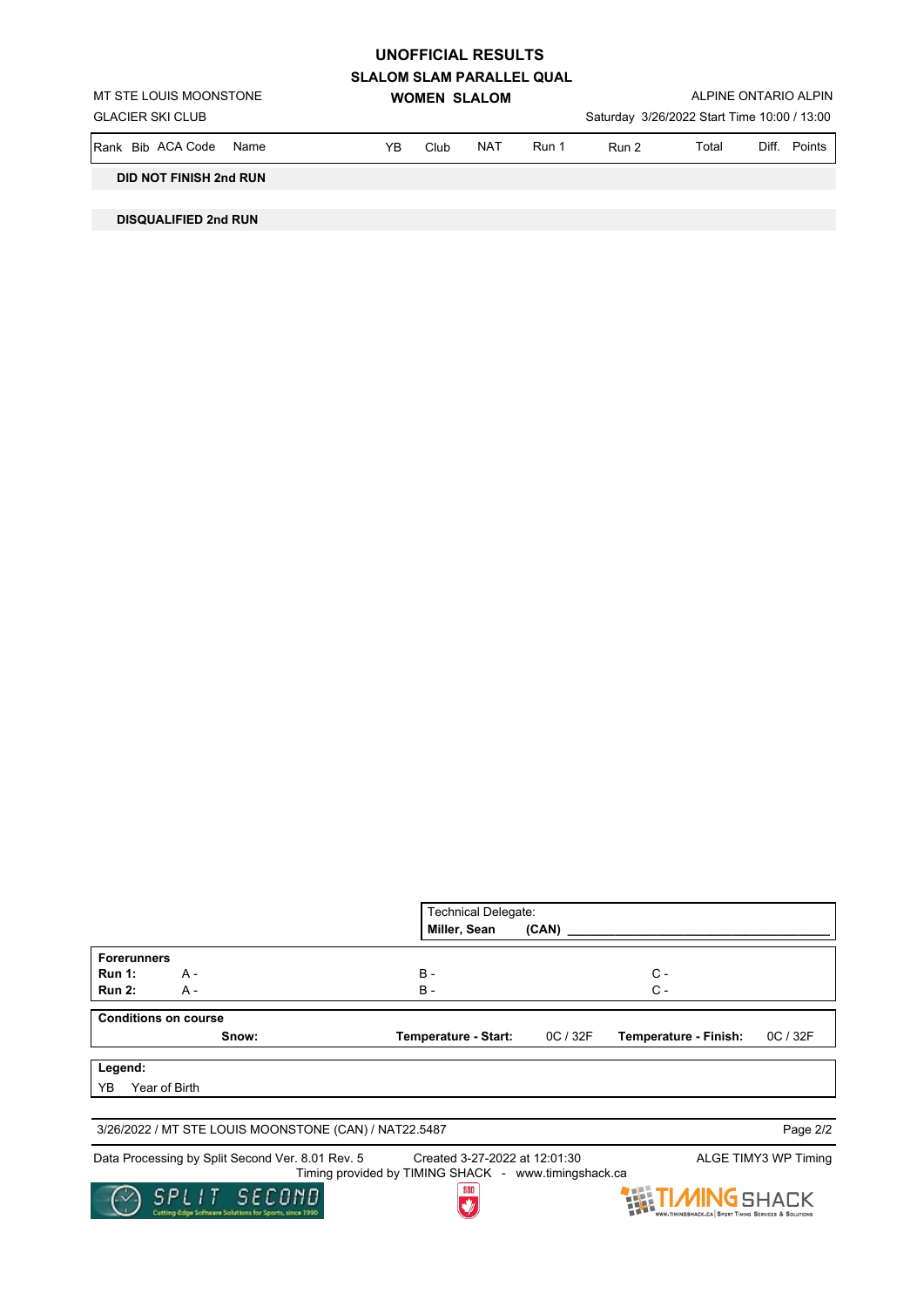# UNOFFICIAL RESULTS

## SLALOM SLAM PARALLEL QUAL

## WOMEN SLALOM

MT STE LOUIS MOONSTONE
GLACIER SKI CLUB

ALPINE ONTARIO ALPIN
Saturday 3/26/2022 Start Time 10:00 / 13:00

| Rank | Bib | ACA Code | Name | YB | Club | NAT | Run 1 | Run 2 | Total | Diff. | Points |
|---|---|---|---|---|---|---|---|---|---|---|---|

**DID NOT FINISH 2nd RUN**

**DISQUALIFIED 2nd RUN**

Technical Delegate:
**Miller, Sean (CAN)**

| **Forerunners** | | | |
|---|---|---|---|
| **Run 1:** | A - | B - | C - |
| **Run 2:** | A - | B - | C - |

**Conditions on course**

**Snow:** **Temperature - Start:** 0C / 32F **Temperature - Finish:** 0C / 32F

**Legend:**
YB Year of Birth

3/26/2022 / MT STE LOUIS MOONSTONE (CAN) / NAT22.5487

Data Processing by Split Second Ver. 8.01 Rev. 5 Created 3-27-2022 at 12:01:30 ALGE TIMY3 WP Timing
Timing provided by TIMING SHACK - www.timingshack.ca